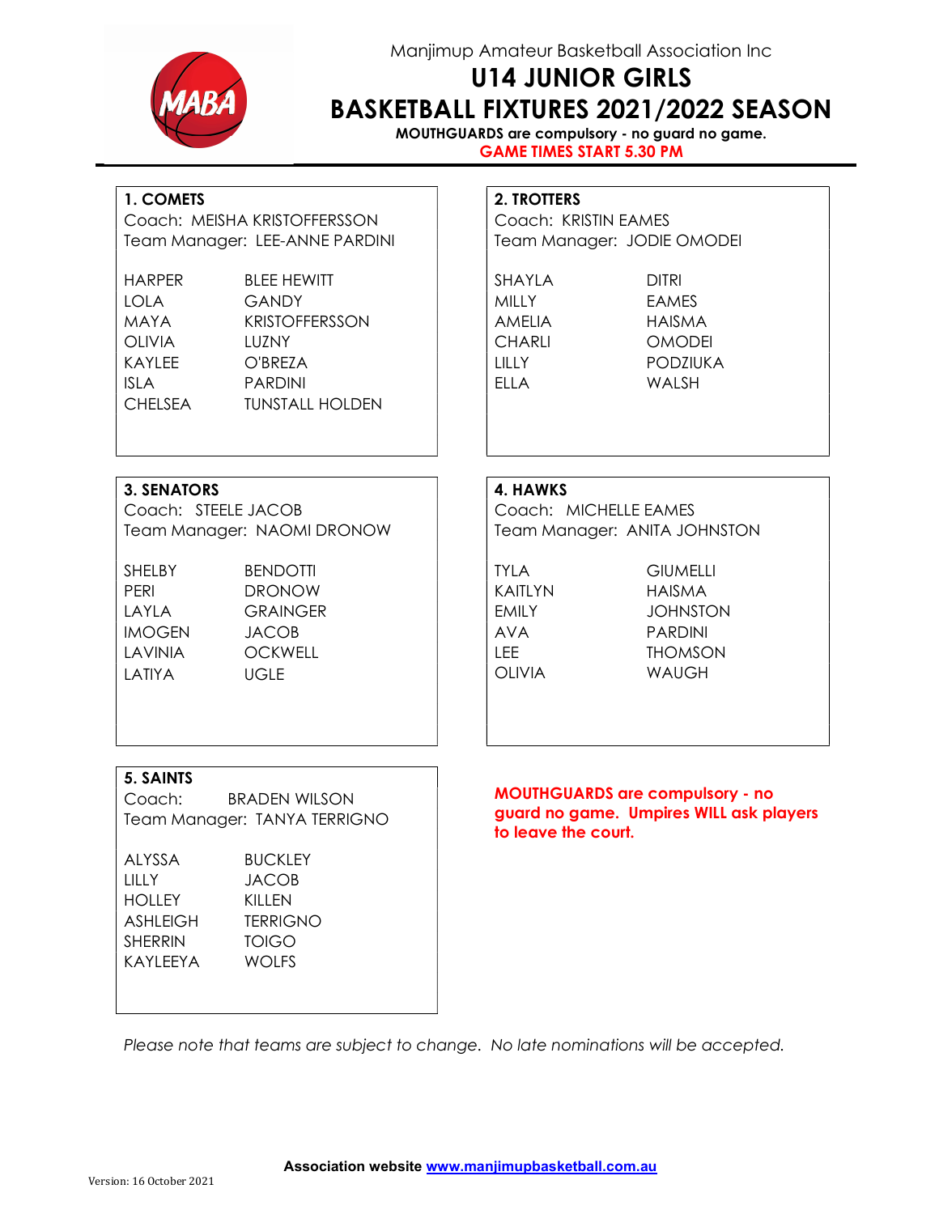Manjimup Amateur Basketball Association Inc

# U14 JUNIOR GIRLS
# BASKETBALL FIXTURES 2021/2022 SEASON

**MOUTHGUARDS are compulsory - no guard no game.**

**GAME TIMES START 5.30 PM**

### 1. COMETS
Coach: MEISHA KRISTOFFERSSON
Team Manager: LEE-ANNE PARDINI

| | |
|---|---|
| HARPER | BLEE HEWITT |
| LOLA | GANDY |
| MAYA | KRISTOFFERSSON |
| OLIVIA | LUZNY |
| KAYLEE | O'BREZA |
| ISLA | PARDINI |
| CHELSEA | TUNSTALL HOLDEN |

### 2. TROTTERS
Coach: KRISTIN EAMES
Team Manager: JODIE OMODEI

| | |
|---|---|
| SHAYLA | DITRI |
| MILLY | EAMES |
| AMELIA | HAISMA |
| CHARLI | OMODEI |
| LILLY | PODZIUKA |
| ELLA | WALSH |

### 3. SENATORS
Coach: STEELE JACOB
Team Manager: NAOMI DRONOW

| | |
|---|---|
| SHELBY | BENDOTTI |
| PERI | DRONOW |
| LAYLA | GRAINGER |
| IMOGEN | JACOB |
| LAVINIA | OCKWELL |
| LATIYA | UGLE |

### 4. HAWKS
Coach: MICHELLE EAMES
Team Manager: ANITA JOHNSTON

| | |
|---|---|
| TYLA | GIUMELLI |
| KAITLYN | HAISMA |
| EMILY | JOHNSTON |
| AVA | PARDINI |
| LEE | THOMSON |
| OLIVIA | WAUGH |

### 5. SAINTS
Coach: BRADEN WILSON
Team Manager: TANYA TERRIGNO

| | |
|---|---|
| ALYSSA | BUCKLEY |
| LILLY | JACOB |
| HOLLEY | KILLEN |
| ASHLEIGH | TERRIGNO |
| SHERRIN | TOIGO |
| KAYLEEYA | WOLFS |

**MOUTHGUARDS are compulsory - no guard no game. Umpires WILL ask players to leave the court.**

*Please note that teams are subject to change. No late nominations will be accepted.*

**Association website [www.manjimupbasketball.com.au](http://www.manjimupbasketball.com.au)**

Version: 16 October 2021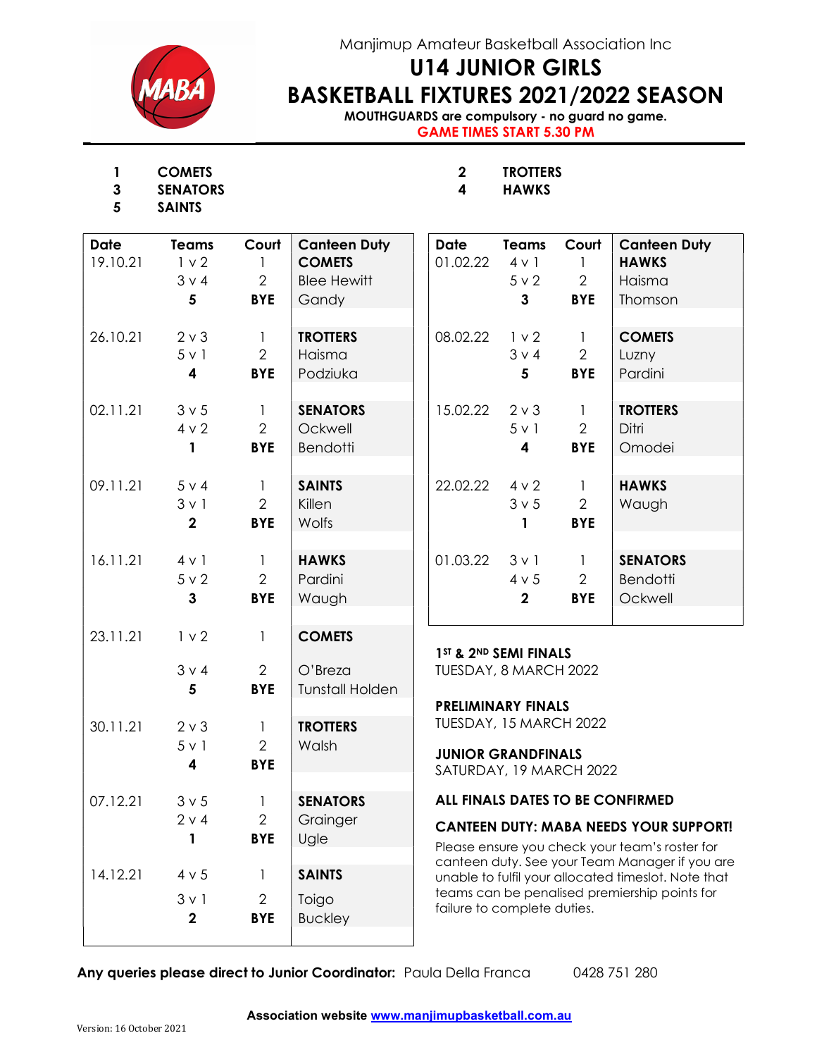Manjimup Amateur Basketball Association Inc

# U14 JUNIOR GIRLS
# BASKETBALL FIXTURES 2021/2022 SEASON

**MOUTHGUARDS are compulsory - no guard no game.**

**GAME TIMES START 5.30 PM**

| | | | |
|---|---|---|---|
| **1** | **COMETS** | **2** | **TROTTERS** |
| **3** | **SENATORS** | **4** | **HAWKS** |
| **5** | **SAINTS** | | |

| Date | Teams | Court | Canteen Duty |
|---|---|---|---|
| 19.10.21 | 1 v 2 | 1 | **COMETS** |
| | 3 v 4 | 2 | Blee Hewitt |
| | **5** | **BYE** | Gandy |
| 26.10.21 | 2 v 3 | 1 | **TROTTERS** |
| | 5 v 1 | 2 | Haisma |
| | **4** | **BYE** | Podziuka |
| 02.11.21 | 3 v 5 | 1 | **SENATORS** |
| | 4 v 2 | 2 | Ockwell |
| | **1** | **BYE** | Bendotti |
| 09.11.21 | 5 v 4 | 1 | **SAINTS** |
| | 3 v 1 | 2 | Killen |
| | **2** | **BYE** | Wolfs |
| 16.11.21 | 4 v 1 | 1 | **HAWKS** |
| | 5 v 2 | 2 | Pardini |
| | **3** | **BYE** | Waugh |
| 23.11.21 | 1 v 2 | 1 | **COMETS** |
| | 3 v 4 | 2 | O'Breza |
| | **5** | **BYE** | Tunstall Holden |
| 30.11.21 | 2 v 3 | 1 | **TROTTERS** |
| | 5 v 1 | 2 | Walsh |
| | **4** | **BYE** | |
| 07.12.21 | 3 v 5 | 1 | **SENATORS** |
| | 2 v 4 | 2 | Grainger |
| | **1** | **BYE** | Ugle |
| 14.12.21 | 4 v 5 | 1 | **SAINTS** |
| | 3 v 1 | 2 | Toigo |
| | **2** | **BYE** | Buckley |

| Date | Teams | Court | Canteen Duty |
|---|---|---|---|
| 01.02.22 | 4 v 1 | 1 | **HAWKS** |
| | 5 v 2 | 2 | Haisma |
| | **3** | **BYE** | Thomson |
| 08.02.22 | 1 v 2 | 1 | **COMETS** |
| | 3 v 4 | 2 | Luzny |
| | **5** | **BYE** | Pardini |
| 15.02.22 | 2 v 3 | 1 | **TROTTERS** |
| | 5 v 1 | 2 | Ditri |
| | **4** | **BYE** | Omodei |
| 22.02.22 | 4 v 2 | 1 | **HAWKS** |
| | 3 v 5 | 2 | Waugh |
| | **1** | **BYE** | |
| 01.03.22 | 3 v 1 | 1 | **SENATORS** |
| | 4 v 5 | 2 | Bendotti |
| | **2** | **BYE** | Ockwell |

**1ST & 2ND SEMI FINALS**
TUESDAY, 8 MARCH 2022

**PRELIMINARY FINALS**
TUESDAY, 15 MARCH 2022

**JUNIOR GRANDFINALS**
SATURDAY, 19 MARCH 2022

**ALL FINALS DATES TO BE CONFIRMED**

**CANTEEN DUTY: MABA NEEDS YOUR SUPPORT!**

Please ensure you check your team's roster for canteen duty. See your Team Manager if you are unable to fulfil your allocated timeslot. Note that teams can be penalised premiership points for failure to complete duties.

**Any queries please direct to Junior Coordinator:** Paula Della Franca 0428 751 280

**Association website [www.manjimupbasketball.com.au](http://www.manjimupbasketball.com.au)**

Version: 16 October 2021